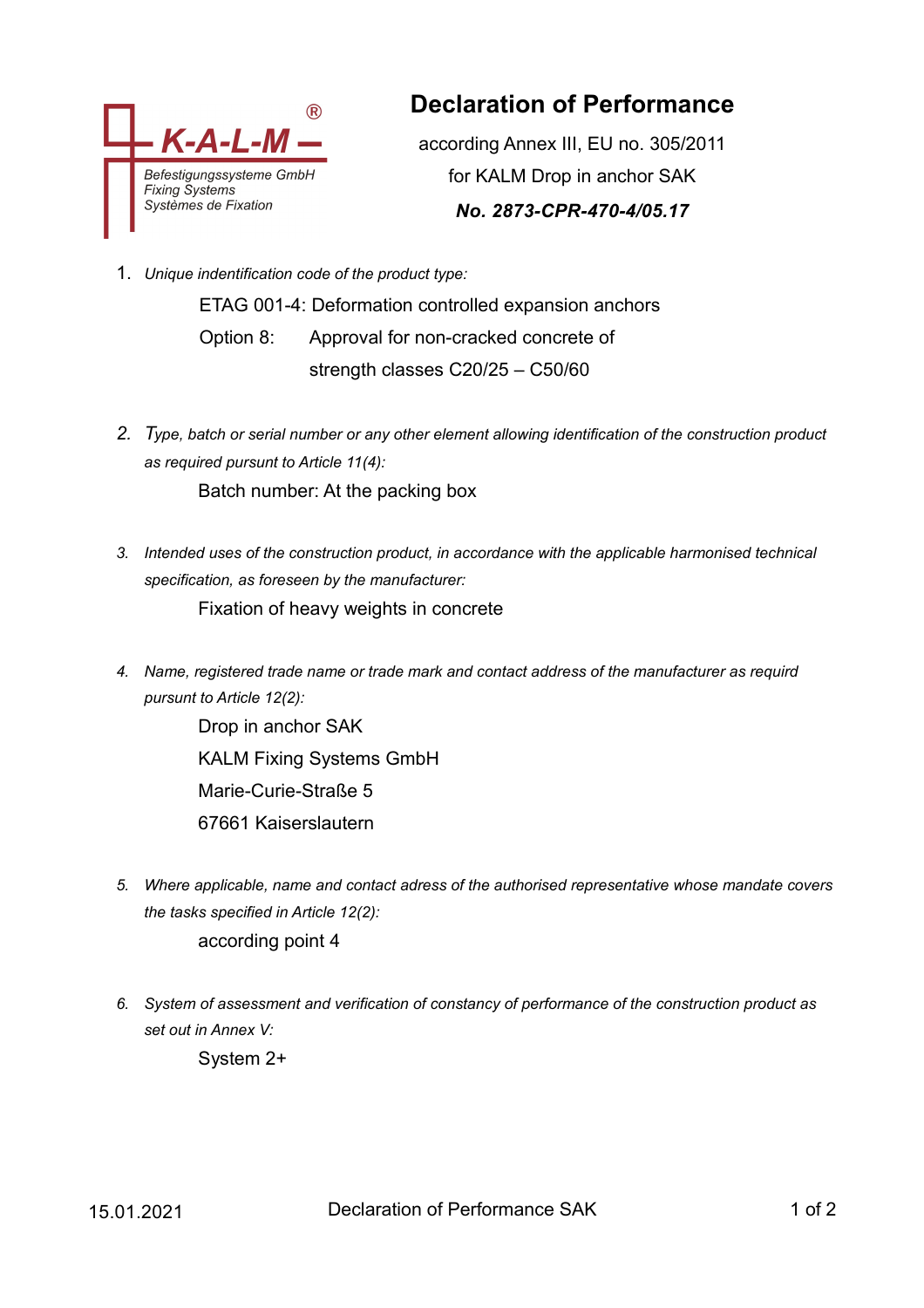K-A-L-M ®
Befestigungssysteme GmbH
Fixing Systems
Systèmes de Fixation

# Declaration of Performance

according Annex III, EU no. 305/2011

for KALM Drop in anchor SAK

***No. 2873-CPR-470-4/05.17***

1. *Unique indentification code of the product type:*

   ETAG 001-4: Deformation controlled expansion anchors

   Option 8: Approval for non-cracked concrete of strength classes C20/25 – C50/60

2. *Type, batch or serial number or any other element allowing identification of the construction product as required pursunt to Article 11(4):*

   Batch number: At the packing box

3. *Intended uses of the construction product, in accordance with the applicable harmonised technical specification, as foreseen by the manufacturer:*

   Fixation of heavy weights in concrete

4. *Name, registered trade name or trade mark and contact address of the manufacturer as requird pursunt to Article 12(2):*

   Drop in anchor SAK
   KALM Fixing Systems GmbH
   Marie-Curie-Straße 5
   67661 Kaiserslautern

5. *Where applicable, name and contact adress of the authorised representative whose mandate covers the tasks specified in Article 12(2):*

   according point 4

6. *System of assessment and verification of constancy of performance of the construction product as set out in Annex V:*

   System 2+

15.01.2021 Declaration of Performance SAK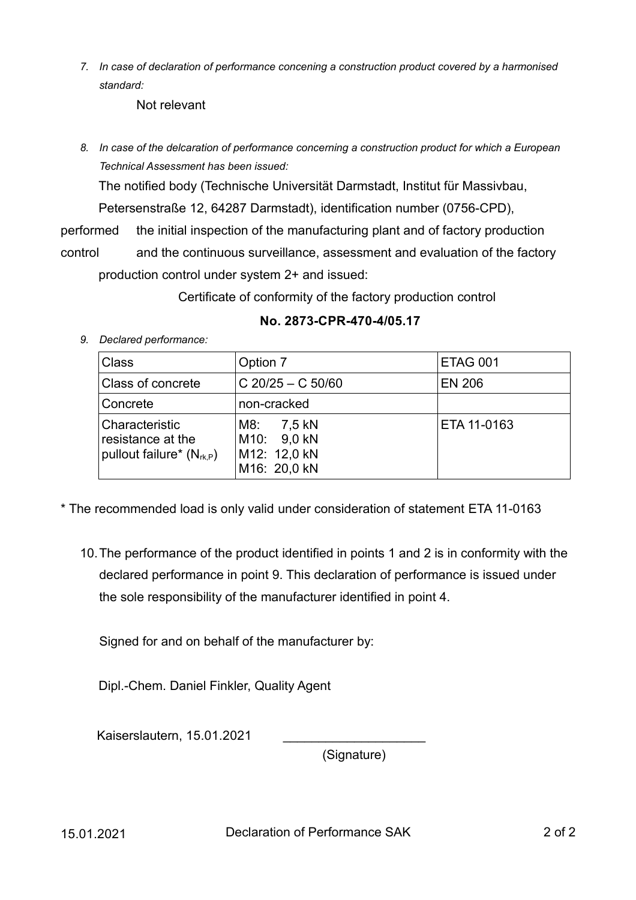7. *In case of declaration of performance concening a construction product covered by a harmonised standard:*

   Not relevant

8. *In case of the delcaration of performance concerning a construction product for which a European Technical Assessment has been issued:*

   The notified body (Technische Universität Darmstadt, Institut für Massivbau, Petersenstraße 12, 64287 Darmstadt), identification number (0756-CPD), performed the initial inspection of the manufacturing plant and of factory production control and the continuous surveillance, assessment and evaluation of the factory production control under system 2+ and issued:

   Certificate of conformity of the factory production control

   **No. 2873-CPR-470-4/05.17**

9. *Declared performance:*

| | | |
|---|---|---|
| Class | Option 7 | ETAG 001 |
| Class of concrete | C 20/25 – C 50/60 | EN 206 |
| Concrete | non-cracked | |
| Characteristic resistance at the pullout failure* ($N_{rk,P}$) | M8: 7,5 kN<br>M10: 9,0 kN<br>M12: 12,0 kN<br>M16: 20,0 kN | ETA 11-0163 |

* The recommended load is only valid under consideration of statement ETA 11-0163

10. The performance of the product identified in points 1 and 2 is in conformity with the declared performance in point 9. This declaration of performance is issued under the sole responsibility of the manufacturer identified in point 4.

    Signed for and on behalf of the manufacturer by:

    Dipl.-Chem. Daniel Finkler, Quality Agent

    Kaiserslautern, 15.01.2021 ____________________

    (Signature)